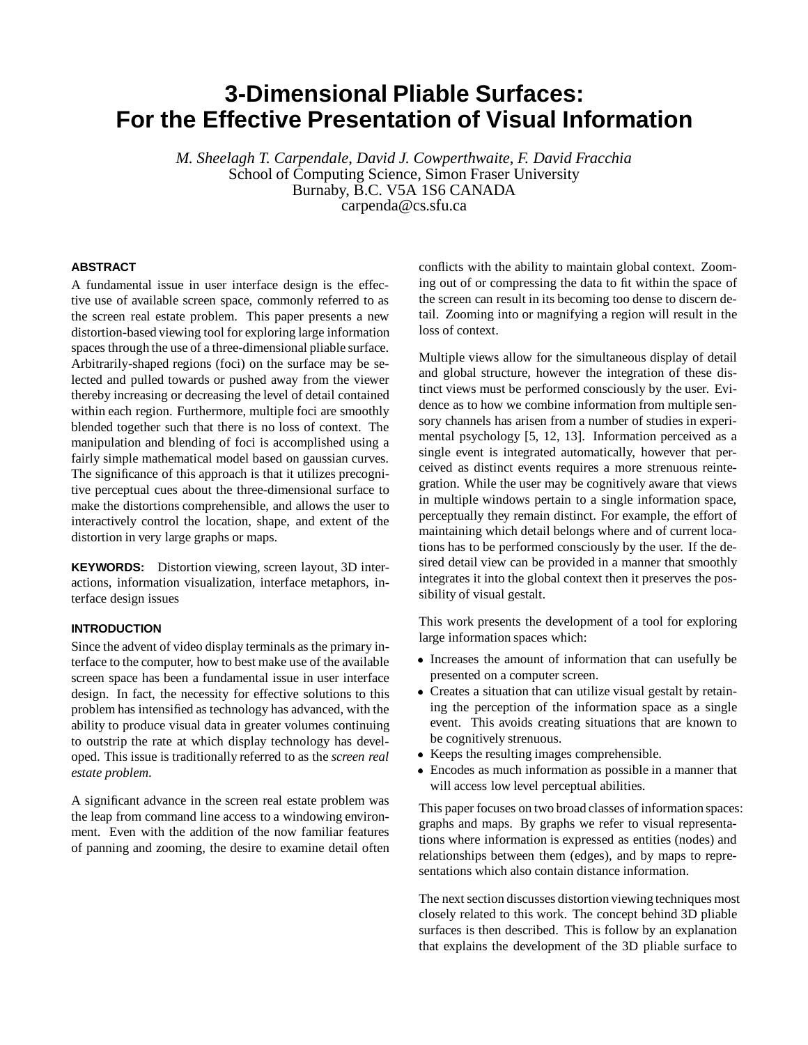# 3-Dimensional Pliable Surfaces: For the Effective Presentation of Visual Information

*M. Sheelagh T. Carpendale, David J. Cowperthwaite, F. David Fracchia*
School of Computing Science, Simon Fraser University
Burnaby, B.C. V5A 1S6 CANADA
carpenda@cs.sfu.ca

## ABSTRACT

A fundamental issue in user interface design is the effective use of available screen space, commonly referred to as the screen real estate problem. This paper presents a new distortion-based viewing tool for exploring large information spaces through the use of a three-dimensional pliable surface. Arbitrarily-shaped regions (foci) on the surface may be selected and pulled towards or pushed away from the viewer thereby increasing or decreasing the level of detail contained within each region. Furthermore, multiple foci are smoothly blended together such that there is no loss of context. The manipulation and blending of foci is accomplished using a fairly simple mathematical model based on gaussian curves. The significance of this approach is that it utilizes precognitive perceptual cues about the three-dimensional surface to make the distortions comprehensible, and allows the user to interactively control the location, shape, and extent of the distortion in very large graphs or maps.

**KEYWORDS:** Distortion viewing, screen layout, 3D interactions, information visualization, interface metaphors, interface design issues

## INTRODUCTION

Since the advent of video display terminals as the primary interface to the computer, how to best make use of the available screen space has been a fundamental issue in user interface design. In fact, the necessity for effective solutions to this problem has intensified as technology has advanced, with the ability to produce visual data in greater volumes continuing to outstrip the rate at which display technology has developed. This issue is traditionally referred to as the *screen real estate problem*.

A significant advance in the screen real estate problem was the leap from command line access to a windowing environment. Even with the addition of the now familiar features of panning and zooming, the desire to examine detail often conflicts with the ability to maintain global context. Zooming out of or compressing the data to fit within the space of the screen can result in its becoming too dense to discern detail. Zooming into or magnifying a region will result in the loss of context.

Multiple views allow for the simultaneous display of detail and global structure, however the integration of these distinct views must be performed consciously by the user. Evidence as to how we combine information from multiple sensory channels has arisen from a number of studies in experimental psychology [5, 12, 13]. Information perceived as a single event is integrated automatically, however that perceived as distinct events requires a more strenuous reintegration. While the user may be cognitively aware that views in multiple windows pertain to a single information space, perceptually they remain distinct. For example, the effort of maintaining which detail belongs where and of current locations has to be performed consciously by the user. If the desired detail view can be provided in a manner that smoothly integrates it into the global context then it preserves the possibility of visual gestalt.

This work presents the development of a tool for exploring large information spaces which:

- Increases the amount of information that can usefully be presented on a computer screen.
- Creates a situation that can utilize visual gestalt by retaining the perception of the information space as a single event. This avoids creating situations that are known to be cognitively strenuous.
- Keeps the resulting images comprehensible.
- Encodes as much information as possible in a manner that will access low level perceptual abilities.

This paper focuses on two broad classes of information spaces: graphs and maps. By graphs we refer to visual representations where information is expressed as entities (nodes) and relationships between them (edges), and by maps to representations which also contain distance information.

The next section discusses distortion viewing techniques most closely related to this work. The concept behind 3D pliable surfaces is then described. This is follow by an explanation that explains the development of the 3D pliable surface to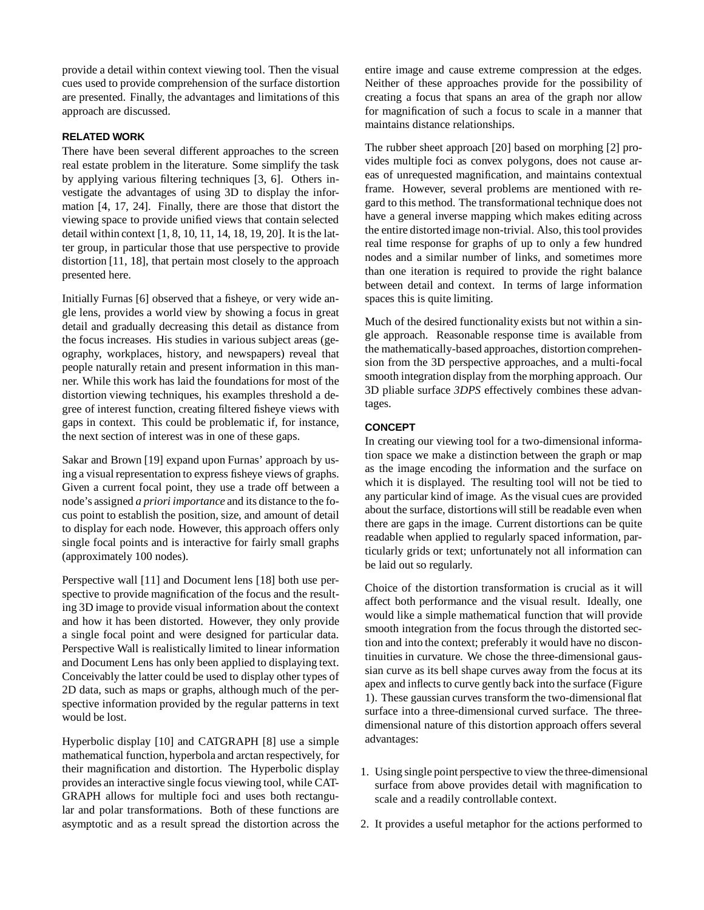provide a detail within context viewing tool. Then the visual cues used to provide comprehension of the surface distortion are presented. Finally, the advantages and limitations of this approach are discussed.

## RELATED WORK

There have been several different approaches to the screen real estate problem in the literature. Some simplify the task by applying various filtering techniques [3, 6]. Others investigate the advantages of using 3D to display the information [4, 17, 24]. Finally, there are those that distort the viewing space to provide unified views that contain selected detail within context [1, 8, 10, 11, 14, 18, 19, 20]. It is the latter group, in particular those that use perspective to provide distortion [11, 18], that pertain most closely to the approach presented here.

Initially Furnas [6] observed that a fisheye, or very wide angle lens, provides a world view by showing a focus in great detail and gradually decreasing this detail as distance from the focus increases. His studies in various subject areas (geography, workplaces, history, and newspapers) reveal that people naturally retain and present information in this manner. While this work has laid the foundations for most of the distortion viewing techniques, his examples threshold a degree of interest function, creating filtered fisheye views with gaps in context. This could be problematic if, for instance, the next section of interest was in one of these gaps.

Sakar and Brown [19] expand upon Furnas' approach by using a visual representation to express fisheye views of graphs. Given a current focal point, they use a trade off between a node's assigned *a priori importance* and its distance to the focus point to establish the position, size, and amount of detail to display for each node. However, this approach offers only single focal points and is interactive for fairly small graphs (approximately 100 nodes).

Perspective wall [11] and Document lens [18] both use perspective to provide magnification of the focus and the resulting 3D image to provide visual information about the context and how it has been distorted. However, they only provide a single focal point and were designed for particular data. Perspective Wall is realistically limited to linear information and Document Lens has only been applied to displaying text. Conceivably the latter could be used to display other types of 2D data, such as maps or graphs, although much of the perspective information provided by the regular patterns in text would be lost.

Hyperbolic display [10] and CATGRAPH [8] use a simple mathematical function, hyperbola and arctan respectively, for their magnification and distortion. The Hyperbolic display provides an interactive single focus viewing tool, while CATGRAPH allows for multiple foci and uses both rectangular and polar transformations. Both of these functions are asymptotic and as a result spread the distortion across the entire image and cause extreme compression at the edges. Neither of these approaches provide for the possibility of creating a focus that spans an area of the graph nor allow for magnification of such a focus to scale in a manner that maintains distance relationships.

The rubber sheet approach [20] based on morphing [2] provides multiple foci as convex polygons, does not cause areas of unrequested magnification, and maintains contextual frame. However, several problems are mentioned with regard to this method. The transformational technique does not have a general inverse mapping which makes editing across the entire distorted image non-trivial. Also, this tool provides real time response for graphs of up to only a few hundred nodes and a similar number of links, and sometimes more than one iteration is required to provide the right balance between detail and context. In terms of large information spaces this is quite limiting.

Much of the desired functionality exists but not within a single approach. Reasonable response time is available from the mathematically-based approaches, distortion comprehension from the 3D perspective approaches, and a multi-focal smooth integration display from the morphing approach. Our 3D pliable surface *3DPS* effectively combines these advantages.

## CONCEPT

In creating our viewing tool for a two-dimensional information space we make a distinction between the graph or map as the image encoding the information and the surface on which it is displayed. The resulting tool will not be tied to any particular kind of image. As the visual cues are provided about the surface, distortions will still be readable even when there are gaps in the image. Current distortions can be quite readable when applied to regularly spaced information, particularly grids or text; unfortunately not all information can be laid out so regularly.

Choice of the distortion transformation is crucial as it will affect both performance and the visual result. Ideally, one would like a simple mathematical function that will provide smooth integration from the focus through the distorted section and into the context; preferably it would have no discontinuities in curvature. We chose the three-dimensional gaussian curve as its bell shape curves away from the focus at its apex and inflects to curve gently back into the surface (Figure 1). These gaussian curves transform the two-dimensional flat surface into a three-dimensional curved surface. The three-dimensional nature of this distortion approach offers several advantages:

1. Using single point perspective to view the three-dimensional surface from above provides detail with magnification to scale and a readily controllable context.
2. It provides a useful metaphor for the actions performed to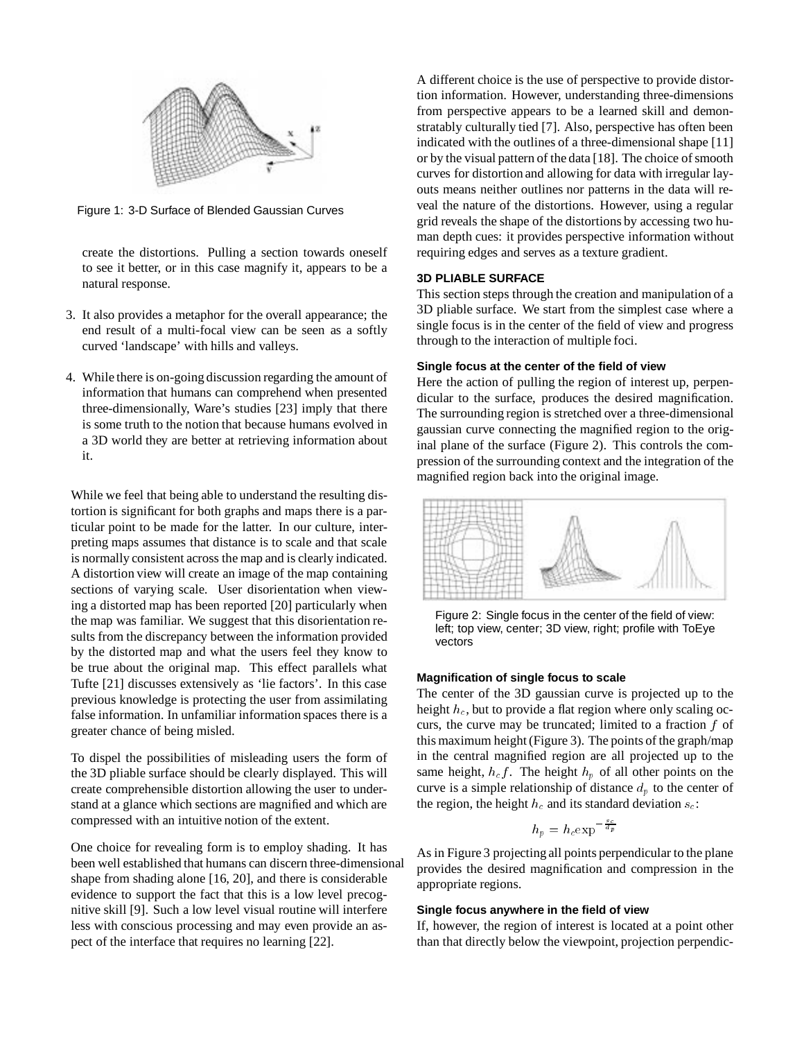Figure 1: 3-D Surface of Blended Gaussian Curves

create the distortions. Pulling a section towards oneself to see it better, or in this case magnify it, appears to be a natural response.

3. It also provides a metaphor for the overall appearance; the end result of a multi-focal view can be seen as a softly curved 'landscape' with hills and valleys.

4. While there is on-going discussion regarding the amount of information that humans can comprehend when presented three-dimensionally, Ware's studies [23] imply that there is some truth to the notion that because humans evolved in a 3D world they are better at retrieving information about it.

While we feel that being able to understand the resulting distortion is significant for both graphs and maps there is a particular point to be made for the latter. In our culture, interpreting maps assumes that distance is to scale and that scale is normally consistent across the map and is clearly indicated. A distortion view will create an image of the map containing sections of varying scale. User disorientation when viewing a distorted map has been reported [20] particularly when the map was familiar. We suggest that this disorientation results from the discrepancy between the information provided by the distorted map and what the users feel they know to be true about the original map. This effect parallels what Tufte [21] discusses extensively as 'lie factors'. In this case previous knowledge is protecting the user from assimilating false information. In unfamiliar information spaces there is a greater chance of being misled.

To dispel the possibilities of misleading users the form of the 3D pliable surface should be clearly displayed. This will create comprehensible distortion allowing the user to understand at a glance which sections are magnified and which are compressed with an intuitive notion of the extent.

One choice for revealing form is to employ shading. It has been well established that humans can discern three-dimensional shape from shading alone [16, 20], and there is considerable evidence to support the fact that this is a low level precognitive skill [9]. Such a low level visual routine will interfere less with conscious processing and may even provide an aspect of the interface that requires no learning [22].

A different choice is the use of perspective to provide distortion information. However, understanding three-dimensions from perspective appears to be a learned skill and demonstratably culturally tied [7]. Also, perspective has often been indicated with the outlines of a three-dimensional shape [11] or by the visual pattern of the data [18]. The choice of smooth curves for distortion and allowing for data with irregular layouts means neither outlines nor patterns in the data will reveal the nature of the distortions. However, using a regular grid reveals the shape of the distortions by accessing two human depth cues: it provides perspective information without requiring edges and serves as a texture gradient.

## 3D PLIABLE SURFACE

This section steps through the creation and manipulation of a 3D pliable surface. We start from the simplest case where a single focus is in the center of the field of view and progress through to the interaction of multiple foci.

### Single focus at the center of the field of view

Here the action of pulling the region of interest up, perpendicular to the surface, produces the desired magnification. The surrounding region is stretched over a three-dimensional gaussian curve connecting the magnified region to the original plane of the surface (Figure 2). This controls the compression of the surrounding context and the integration of the magnified region back into the original image.

Figure 2: Single focus in the center of the field of view: left; top view, center; 3D view, right; profile with ToEye vectors

### Magnification of single focus to scale

The center of the 3D gaussian curve is projected up to the height $h_c$, but to provide a flat region where only scaling occurs, the curve may be truncated; limited to a fraction $f$ of this maximum height (Figure 3). The points of the graph/map in the central magnified region are all projected up to the same height, $h_c f$. The height $h_p$ of all other points on the curve is a simple relationship of distance $d_p$ to the center of the region, the height $h_c$ and its standard deviation $s_c$:

$$h_p = h_c \exp^{-\frac{s_c}{d_p}}$$

As in Figure 3 projecting all points perpendicular to the plane provides the desired magnification and compression in the appropriate regions.

### Single focus anywhere in the field of view

If, however, the region of interest is located at a point other than that directly below the viewpoint, projection perpendic-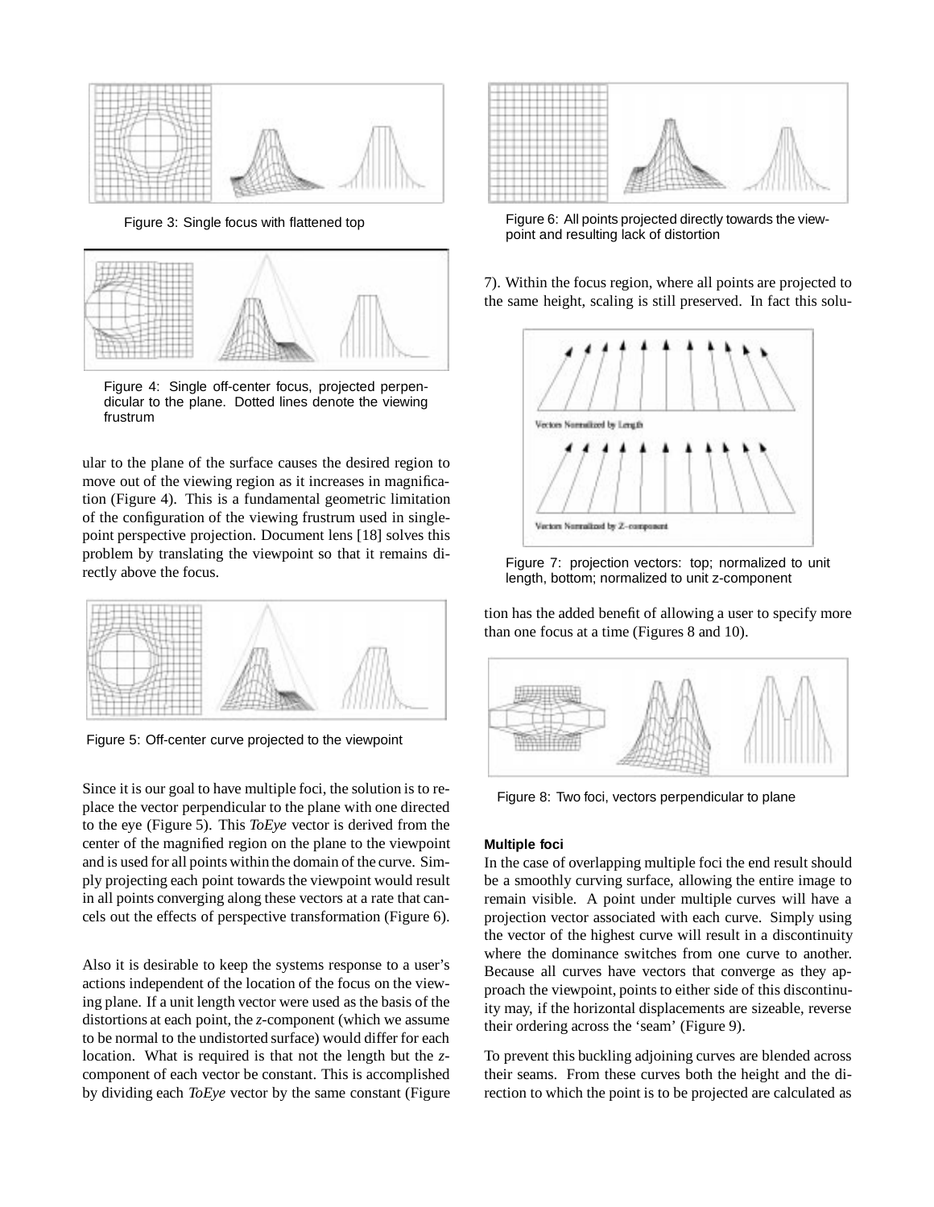Figure 3: Single focus with flattened top

Figure 4: Single off-center focus, projected perpendicular to the plane. Dotted lines denote the viewing frustrum

ular to the plane of the surface causes the desired region to move out of the viewing region as it increases in magnification (Figure 4). This is a fundamental geometric limitation of the configuration of the viewing frustrum used in single-point perspective projection. Document lens [18] solves this problem by translating the viewpoint so that it remains directly above the focus.

Figure 5: Off-center curve projected to the viewpoint

Since it is our goal to have multiple foci, the solution is to replace the vector perpendicular to the plane with one directed to the eye (Figure 5). This *ToEye* vector is derived from the center of the magnified region on the plane to the viewpoint and is used for all points within the domain of the curve. Simply projecting each point towards the viewpoint would result in all points converging along these vectors at a rate that cancels out the effects of perspective transformation (Figure 6).

Also it is desirable to keep the systems response to a user's actions independent of the location of the focus on the viewing plane. If a unit length vector were used as the basis of the distortions at each point, the *z*-component (which we assume to be normal to the undistorted surface) would differ for each location. What is required is that not the length but the *z*-component of each vector be constant. This is accomplished by dividing each *ToEye* vector by the same constant (Figure 7). Within the focus region, where all points are projected to the same height, scaling is still preserved. In fact this solution has the added benefit of allowing a user to specify more than one focus at a time (Figures 8 and 10).

Figure 6: All points projected directly towards the viewpoint and resulting lack of distortion

Figure 7: projection vectors: top; normalized to unit length, bottom; normalized to unit z-component

Figure 8: Two foci, vectors perpendicular to plane

#### Multiple foci

In the case of overlapping multiple foci the end result should be a smoothly curving surface, allowing the entire image to remain visible. A point under multiple curves will have a projection vector associated with each curve. Simply using the vector of the highest curve will result in a discontinuity where the dominance switches from one curve to another. Because all curves have vectors that converge as they approach the viewpoint, points to either side of this discontinuity may, if the horizontal displacements are sizeable, reverse their ordering across the 'seam' (Figure 9).

To prevent this buckling adjoining curves are blended across their seams. From these curves both the height and the direction to which the point is to be projected are calculated as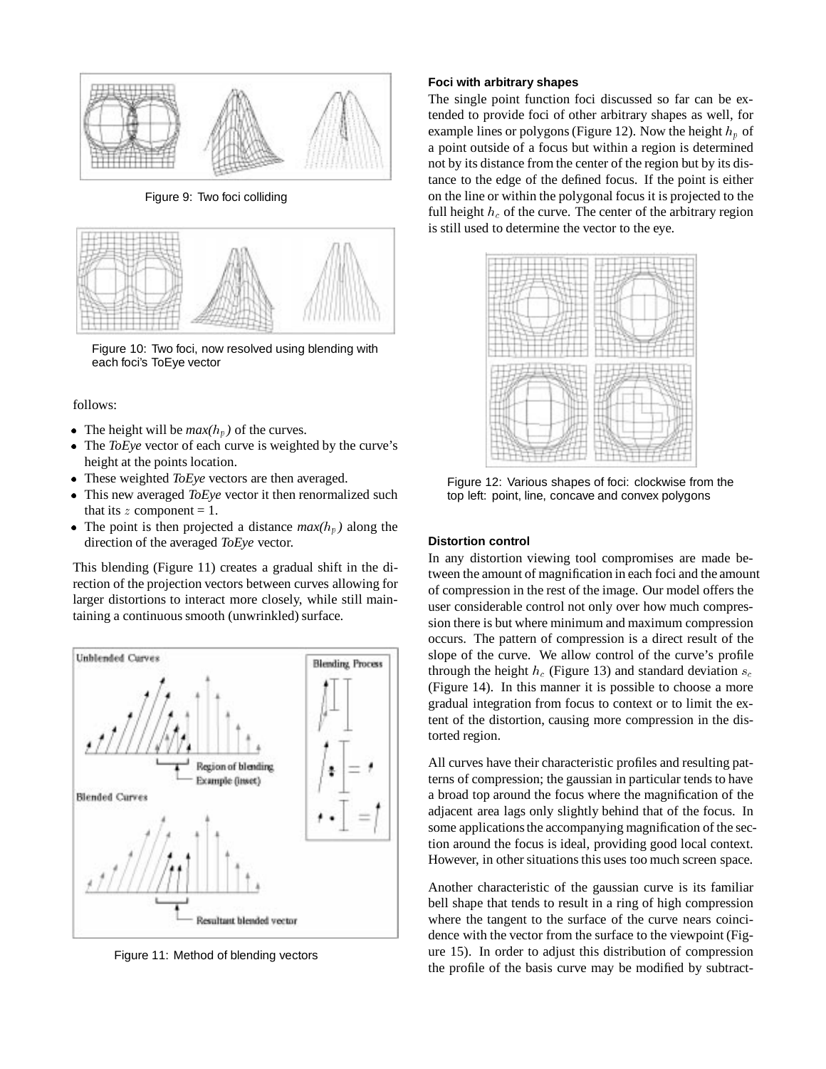Figure 9: Two foci colliding

Figure 10: Two foci, now resolved using blending with each foci's ToEye vector

follows:

- The height will be *max*($h_p$) of the curves.
- The *ToEye* vector of each curve is weighted by the curve's height at the points location.
- These weighted *ToEye* vectors are then averaged.
- This new averaged *ToEye* vector it then renormalized such that its $z$ component = 1.
- The point is then projected a distance *max*($h_p$) along the direction of the averaged *ToEye* vector.

This blending (Figure 11) creates a gradual shift in the direction of the projection vectors between curves allowing for larger distortions to interact more closely, while still maintaining a continuous smooth (unwrinkled) surface.

Figure 11: Method of blending vectors

#### Foci with arbitrary shapes

The single point function foci discussed so far can be extended to provide foci of other arbitrary shapes as well, for example lines or polygons (Figure 12). Now the height $h_p$ of a point outside of a focus but within a region is determined not by its distance from the center of the region but by its distance to the edge of the defined focus. If the point is either on the line or within the polygonal focus it is projected to the full height $h_c$ of the curve. The center of the arbitrary region is still used to determine the vector to the eye.

Figure 12: Various shapes of foci: clockwise from the top left: point, line, concave and convex polygons

#### Distortion control

In any distortion viewing tool compromises are made between the amount of magnification in each foci and the amount of compression in the rest of the image. Our model offers the user considerable control not only over how much compression there is but where minimum and maximum compression occurs. The pattern of compression is a direct result of the slope of the curve. We allow control of the curve's profile through the height $h_c$ (Figure 13) and standard deviation $s_c$ (Figure 14). In this manner it is possible to choose a more gradual integration from focus to context or to limit the extent of the distortion, causing more compression in the distorted region.

All curves have their characteristic profiles and resulting patterns of compression; the gaussian in particular tends to have a broad top around the focus where the magnification of the adjacent area lags only slightly behind that of the focus. In some applications the accompanying magnification of the section around the focus is ideal, providing good local context. However, in other situations this uses too much screen space.

Another characteristic of the gaussian curve is its familiar bell shape that tends to result in a ring of high compression where the tangent to the surface of the curve nears coincidence with the vector from the surface to the viewpoint (Figure 15). In order to adjust this distribution of compression the profile of the basis curve may be modified by subtract-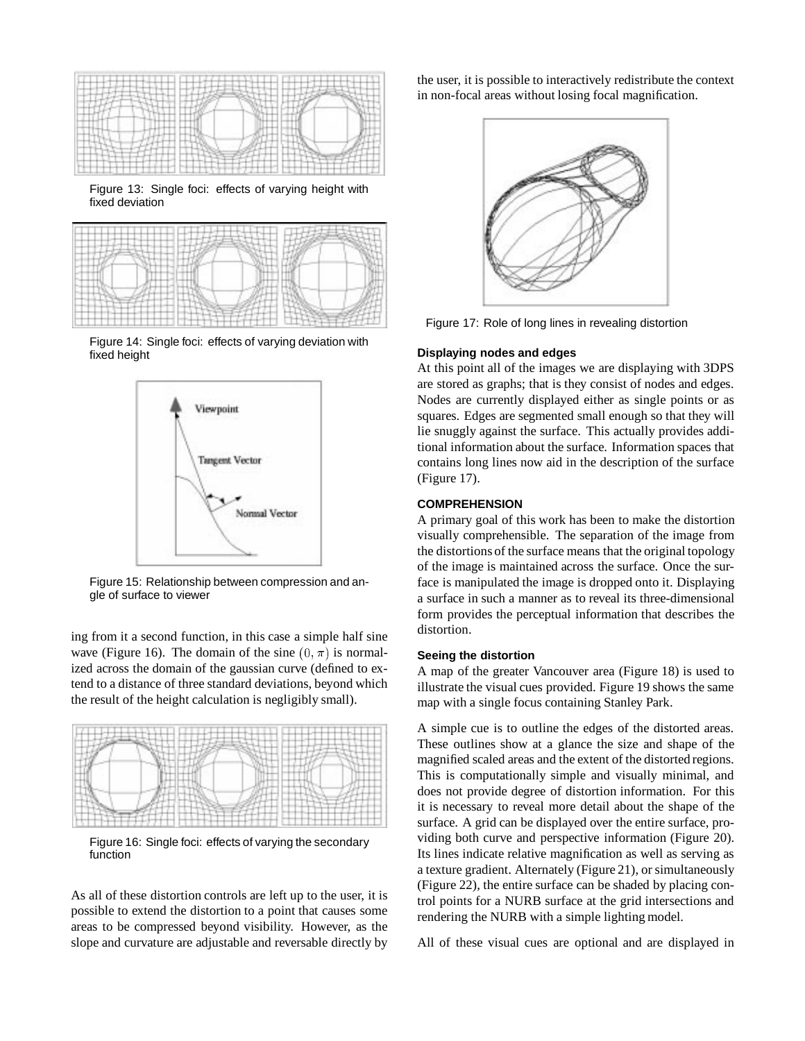Figure 13: Single foci: effects of varying height with fixed deviation

Figure 14: Single foci: effects of varying deviation with fixed height

Figure 15: Relationship between compression and angle of surface to viewer

ing from it a second function, in this case a simple half sine wave (Figure 16). The domain of the sine $(0, \pi)$ is normalized across the domain of the gaussian curve (defined to extend to a distance of three standard deviations, beyond which the result of the height calculation is negligibly small).

Figure 16: Single foci: effects of varying the secondary function

As all of these distortion controls are left up to the user, it is possible to extend the distortion to a point that causes some areas to be compressed beyond visibility. However, as the slope and curvature are adjustable and reversable directly by the user, it is possible to interactively redistribute the context in non-focal areas without losing focal magnification.

Figure 17: Role of long lines in revealing distortion

### Displaying nodes and edges

At this point all of the images we are displaying with 3DPS are stored as graphs; that is they consist of nodes and edges. Nodes are currently displayed either as single points or as squares. Edges are segmented small enough so that they will lie snuggly against the surface. This actually provides additional information about the surface. Information spaces that contains long lines now aid in the description of the surface (Figure 17).

## COMPREHENSION

A primary goal of this work has been to make the distortion visually comprehensible. The separation of the image from the distortions of the surface means that the original topology of the image is maintained across the surface. Once the surface is manipulated the image is dropped onto it. Displaying a surface in such a manner as to reveal its three-dimensional form provides the perceptual information that describes the distortion.

### Seeing the distortion

A map of the greater Vancouver area (Figure 18) is used to illustrate the visual cues provided. Figure 19 shows the same map with a single focus containing Stanley Park.

A simple cue is to outline the edges of the distorted areas. These outlines show at a glance the size and shape of the magnified scaled areas and the extent of the distorted regions. This is computationally simple and visually minimal, and does not provide degree of distortion information. For this it is necessary to reveal more detail about the shape of the surface. A grid can be displayed over the entire surface, providing both curve and perspective information (Figure 20). Its lines indicate relative magnification as well as serving as a texture gradient. Alternately (Figure 21), or simultaneously (Figure 22), the entire surface can be shaded by placing control points for a NURB surface at the grid intersections and rendering the NURB with a simple lighting model.

All of these visual cues are optional and are displayed in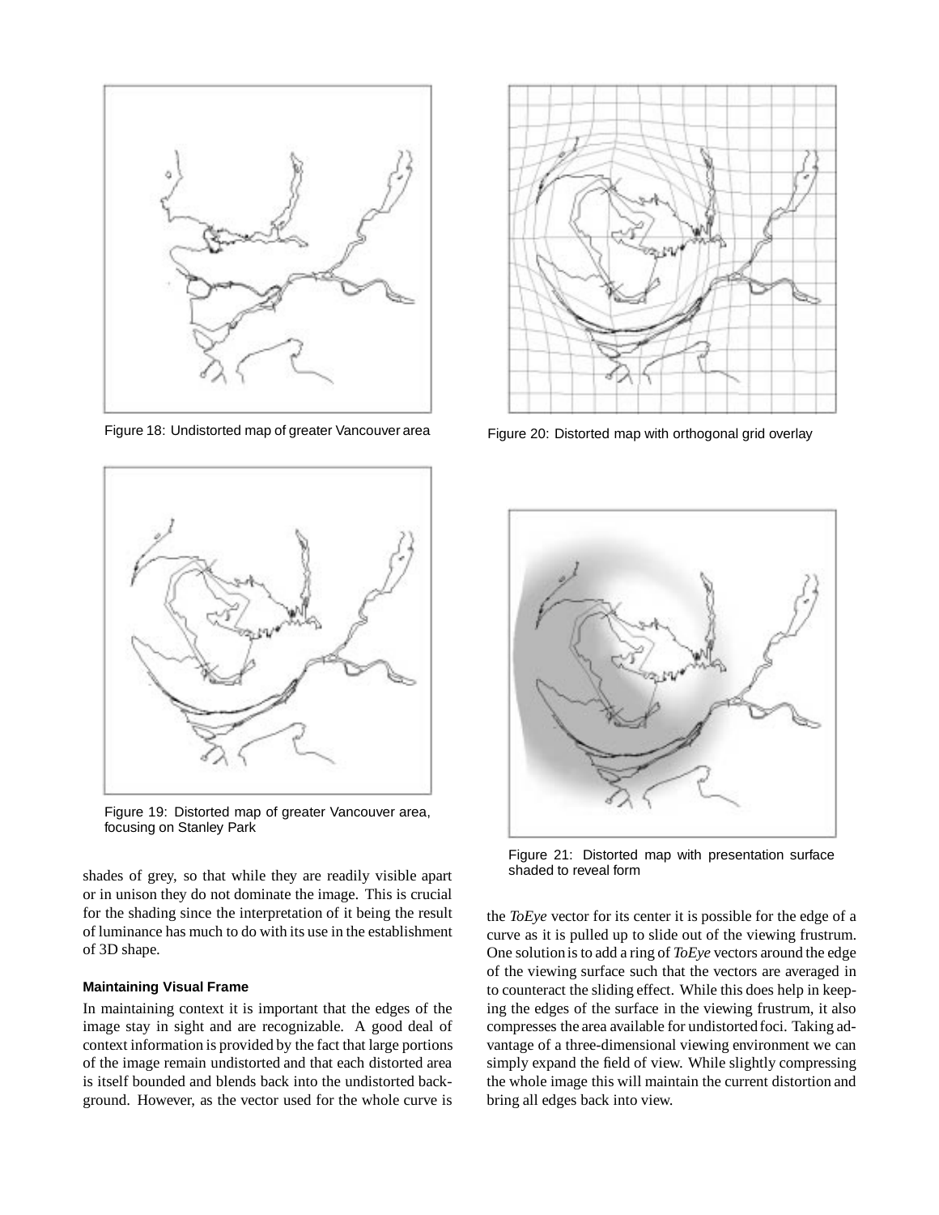Figure 18: Undistorted map of greater Vancouver area

Figure 20: Distorted map with orthogonal grid overlay

Figure 19: Distorted map of greater Vancouver area, focusing on Stanley Park

Figure 21: Distorted map with presentation surface shaded to reveal form

shades of grey, so that while they are readily visible apart or in unison they do not dominate the image. This is crucial for the shading since the interpretation of it being the result of luminance has much to do with its use in the establishment of 3D shape.

#### Maintaining Visual Frame

In maintaining context it is important that the edges of the image stay in sight and are recognizable. A good deal of context information is provided by the fact that large portions of the image remain undistorted and that each distorted area is itself bounded and blends back into the undistorted background. However, as the vector used for the whole curve is the *ToEye* vector for its center it is possible for the edge of a curve as it is pulled up to slide out of the viewing frustrum. One solution is to add a ring of *ToEye* vectors around the edge of the viewing surface such that the vectors are averaged in to counteract the sliding effect. While this does help in keeping the edges of the surface in the viewing frustrum, it also compresses the area available for undistorted foci. Taking advantage of a three-dimensional viewing environment we can simply expand the field of view. While slightly compressing the whole image this will maintain the current distortion and bring all edges back into view.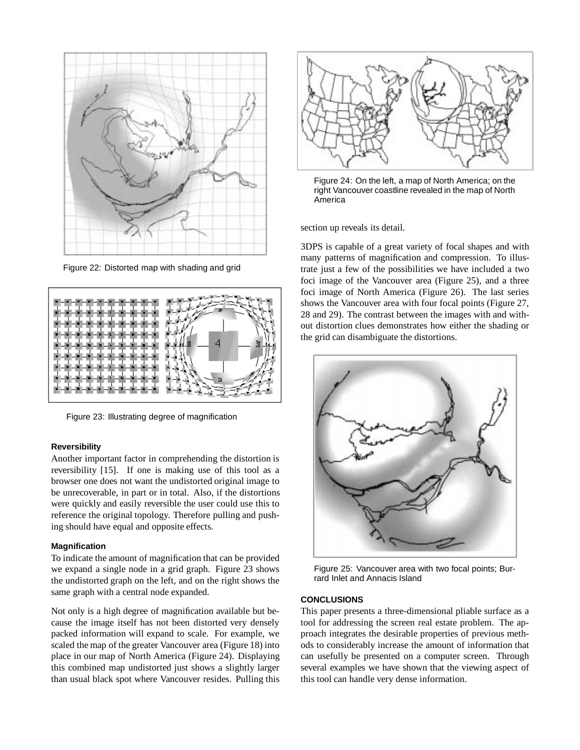Figure 22: Distorted map with shading and grid

Figure 23: Illustrating degree of magnification

### Reversibility

Another important factor in comprehending the distortion is reversibility [15]. If one is making use of this tool as a browser one does not want the undistorted original image to be unrecoverable, in part or in total. Also, if the distortions were quickly and easily reversible the user could use this to reference the original topology. Therefore pulling and pushing should have equal and opposite effects.

### Magnification

To indicate the amount of magnification that can be provided we expand a single node in a grid graph. Figure 23 shows the undistorted graph on the left, and on the right shows the same graph with a central node expanded.

Not only is a high degree of magnification available but because the image itself has not been distorted very densely packed information will expand to scale. For example, we scaled the map of the greater Vancouver area (Figure 18) into place in our map of North America (Figure 24). Displaying this combined map undistorted just shows a slightly larger than usual black spot where Vancouver resides. Pulling this section up reveals its detail.

Figure 24: On the left, a map of North America; on the right Vancouver coastline revealed in the map of North America

3DPS is capable of a great variety of focal shapes and with many patterns of magnification and compression. To illustrate just a few of the possibilities we have included a two foci image of the Vancouver area (Figure 25), and a three foci image of North America (Figure 26). The last series shows the Vancouver area with four focal points (Figure 27, 28 and 29). The contrast between the images with and without distortion clues demonstrates how either the shading or the grid can disambiguate the distortions.

Figure 25: Vancouver area with two focal points; Burrard Inlet and Annacis Island

## CONCLUSIONS

This paper presents a three-dimensional pliable surface as a tool for addressing the screen real estate problem. The approach integrates the desirable properties of previous methods to considerably increase the amount of information that can usefully be presented on a computer screen. Through several examples we have shown that the viewing aspect of this tool can handle very dense information.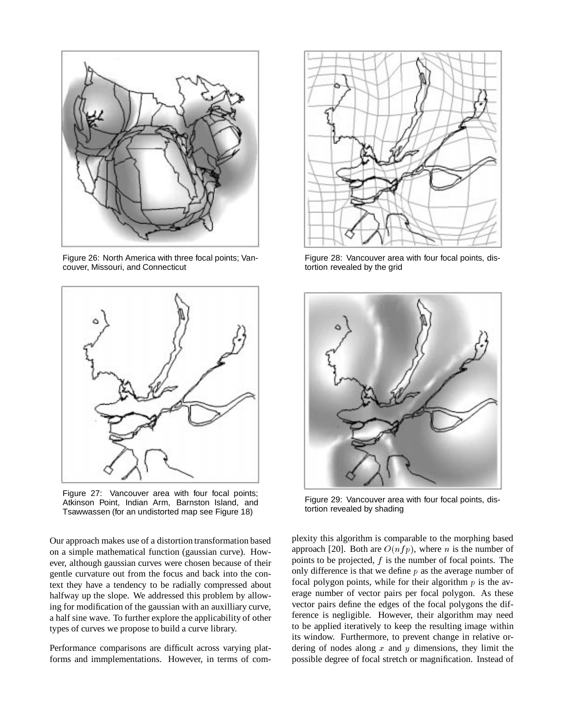Figure 26: North America with three focal points; Vancouver, Missouri, and Connecticut

Figure 28: Vancouver area with four focal points, distortion revealed by the grid

Figure 27: Vancouver area with four focal points; Atkinson Point, Indian Arm, Barnston Island, and Tsawwassen (for an undistorted map see Figure 18)

Figure 29: Vancouver area with four focal points, distortion revealed by shading

Our approach makes use of a distortion transformation based on a simple mathematical function (gaussian curve). However, although gaussian curves were chosen because of their gentle curvature out from the focus and back into the context they have a tendency to be radially compressed about halfway up the slope. We addressed this problem by allowing for modification of the gaussian with an auxilliary curve, a half sine wave. To further explore the applicability of other types of curves we propose to build a curve library.

Performance comparisons are difficult across varying platforms and immplementations. However, in terms of complexity this algorithm is comparable to the morphing based approach [20]. Both are $O(nfp)$, where $n$ is the number of points to be projected, $f$ is the number of focal points. The only difference is that we define $p$ as the average number of focal polygon points, while for their algorithm $p$ is the average number of vector pairs per focal polygon. As these vector pairs define the edges of the focal polygons the difference is negligible. However, their algorithm may need to be applied iteratively to keep the resulting image within its window. Furthermore, to prevent change in relative ordering of nodes along $x$ and $y$ dimensions, they limit the possible degree of focal stretch or magnification. Instead of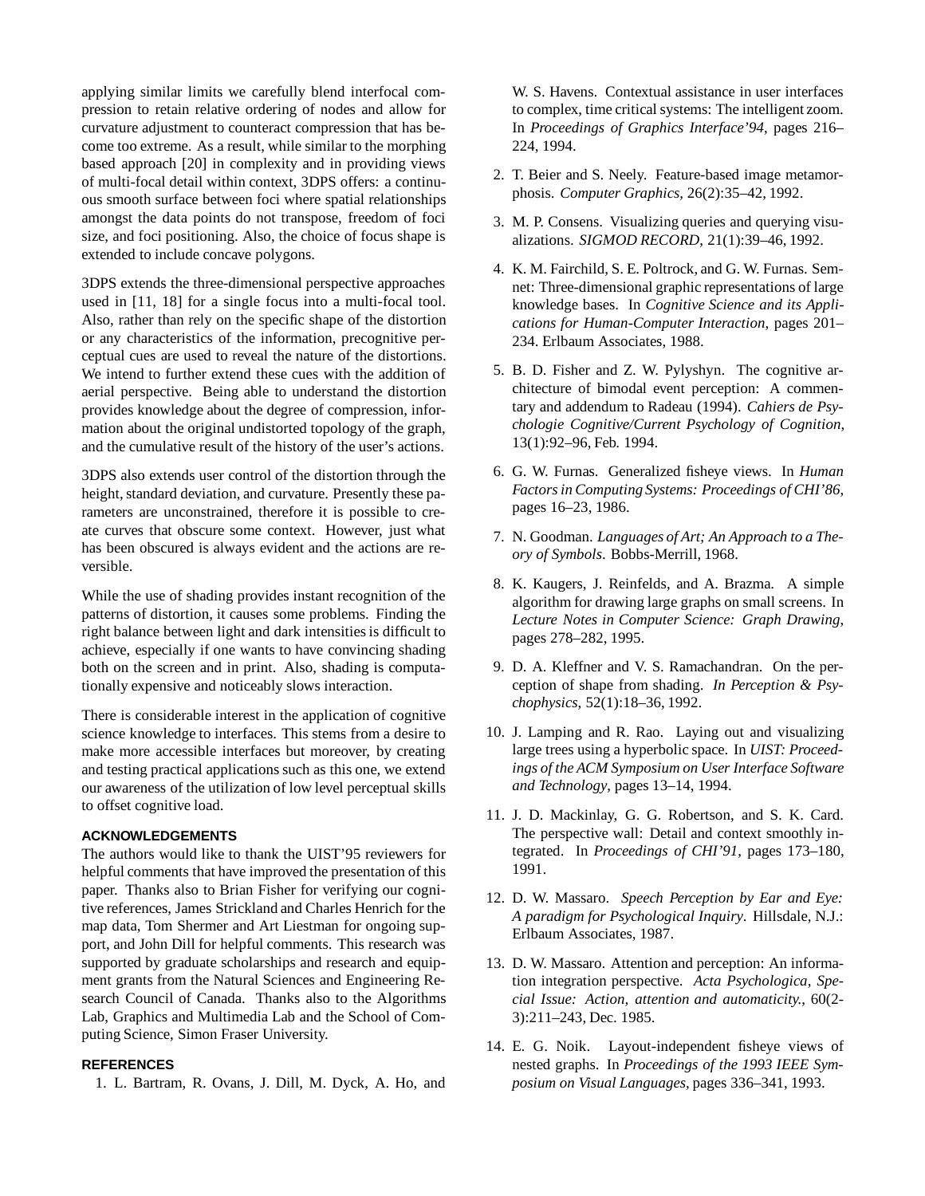applying similar limits we carefully blend interfocal compression to retain relative ordering of nodes and allow for curvature adjustment to counteract compression that has become too extreme. As a result, while similar to the morphing based approach [20] in complexity and in providing views of multi-focal detail within context, 3DPS offers: a continuous smooth surface between foci where spatial relationships amongst the data points do not transpose, freedom of foci size, and foci positioning. Also, the choice of focus shape is extended to include concave polygons.

3DPS extends the three-dimensional perspective approaches used in [11, 18] for a single focus into a multi-focal tool. Also, rather than rely on the specific shape of the distortion or any characteristics of the information, precognitive perceptual cues are used to reveal the nature of the distortions. We intend to further extend these cues with the addition of aerial perspective. Being able to understand the distortion provides knowledge about the degree of compression, information about the original undistorted topology of the graph, and the cumulative result of the history of the user's actions.

3DPS also extends user control of the distortion through the height, standard deviation, and curvature. Presently these parameters are unconstrained, therefore it is possible to create curves that obscure some context. However, just what has been obscured is always evident and the actions are reversible.

While the use of shading provides instant recognition of the patterns of distortion, it causes some problems. Finding the right balance between light and dark intensities is difficult to achieve, especially if one wants to have convincing shading both on the screen and in print. Also, shading is computationally expensive and noticeably slows interaction.

There is considerable interest in the application of cognitive science knowledge to interfaces. This stems from a desire to make more accessible interfaces but moreover, by creating and testing practical applications such as this one, we extend our awareness of the utilization of low level perceptual skills to offset cognitive load.

## ACKNOWLEDGEMENTS

The authors would like to thank the UIST'95 reviewers for helpful comments that have improved the presentation of this paper. Thanks also to Brian Fisher for verifying our cognitive references, James Strickland and Charles Henrich for the map data, Tom Shermer and Art Liestman for ongoing support, and John Dill for helpful comments. This research was supported by graduate scholarships and research and equipment grants from the Natural Sciences and Engineering Research Council of Canada. Thanks also to the Algorithms Lab, Graphics and Multimedia Lab and the School of Computing Science, Simon Fraser University.

## REFERENCES

1. L. Bartram, R. Ovans, J. Dill, M. Dyck, A. Ho, and W. S. Havens. Contextual assistance in user interfaces to complex, time critical systems: The intelligent zoom. In *Proceedings of Graphics Interface'94*, pages 216–224, 1994.
2. T. Beier and S. Neely. Feature-based image metamorphosis. *Computer Graphics*, 26(2):35–42, 1992.
3. M. P. Consens. Visualizing queries and querying visualizations. *SIGMOD RECORD*, 21(1):39–46, 1992.
4. K. M. Fairchild, S. E. Poltrock, and G. W. Furnas. Semnet: Three-dimensional graphic representations of large knowledge bases. In *Cognitive Science and its Applications for Human-Computer Interaction*, pages 201–234. Erlbaum Associates, 1988.
5. B. D. Fisher and Z. W. Pylyshyn. The cognitive architecture of bimodal event perception: A commentary and addendum to Radeau (1994). *Cahiers de Psychologie Cognitive/Current Psychology of Cognition*, 13(1):92–96, Feb. 1994.
6. G. W. Furnas. Generalized fisheye views. In *Human Factors in Computing Systems: Proceedings of CHI'86*, pages 16–23, 1986.
7. N. Goodman. *Languages of Art; An Approach to a Theory of Symbols*. Bobbs-Merrill, 1968.
8. K. Kaugers, J. Reinfelds, and A. Brazma. A simple algorithm for drawing large graphs on small screens. In *Lecture Notes in Computer Science: Graph Drawing*, pages 278–282, 1995.
9. D. A. Kleffner and V. S. Ramachandran. On the perception of shape from shading. *In Perception & Psychophysics*, 52(1):18–36, 1992.
10. J. Lamping and R. Rao. Laying out and visualizing large trees using a hyperbolic space. In *UIST: Proceedings of the ACM Symposium on User Interface Software and Technology*, pages 13–14, 1994.
11. J. D. Mackinlay, G. G. Robertson, and S. K. Card. The perspective wall: Detail and context smoothly integrated. In *Proceedings of CHI'91*, pages 173–180, 1991.
12. D. W. Massaro. *Speech Perception by Ear and Eye: A paradigm for Psychological Inquiry*. Hillsdale, N.J.: Erlbaum Associates, 1987.
13. D. W. Massaro. Attention and perception: An information integration perspective. *Acta Psychologica, Special Issue: Action, attention and automaticity.*, 60(2-3):211–243, Dec. 1985.
14. E. G. Noik. Layout-independent fisheye views of nested graphs. In *Proceedings of the 1993 IEEE Symposium on Visual Languages*, pages 336–341, 1993.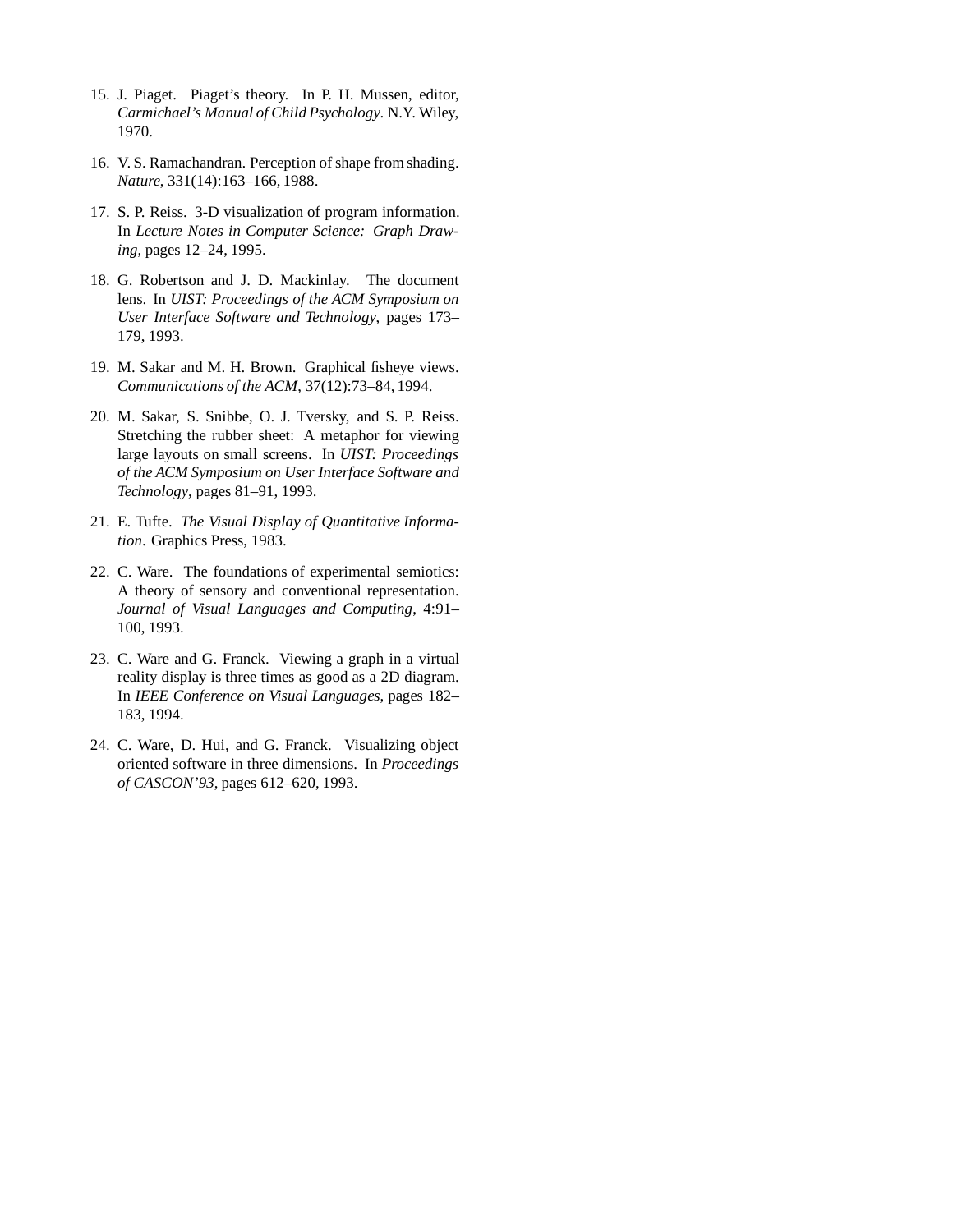15. J. Piaget. Piaget's theory. In P. H. Mussen, editor, *Carmichael's Manual of Child Psychology*. N.Y. Wiley, 1970.
16. V. S. Ramachandran. Perception of shape from shading. *Nature*, 331(14):163–166, 1988.
17. S. P. Reiss. 3-D visualization of program information. In *Lecture Notes in Computer Science: Graph Drawing*, pages 12–24, 1995.
18. G. Robertson and J. D. Mackinlay. The document lens. In *UIST: Proceedings of the ACM Symposium on User Interface Software and Technology*, pages 173–179, 1993.
19. M. Sakar and M. H. Brown. Graphical fisheye views. *Communications of the ACM*, 37(12):73–84, 1994.
20. M. Sakar, S. Snibbe, O. J. Tversky, and S. P. Reiss. Stretching the rubber sheet: A metaphor for viewing large layouts on small screens. In *UIST: Proceedings of the ACM Symposium on User Interface Software and Technology*, pages 81–91, 1993.
21. E. Tufte. *The Visual Display of Quantitative Information*. Graphics Press, 1983.
22. C. Ware. The foundations of experimental semiotics: A theory of sensory and conventional representation. *Journal of Visual Languages and Computing*, 4:91–100, 1993.
23. C. Ware and G. Franck. Viewing a graph in a virtual reality display is three times as good as a 2D diagram. In *IEEE Conference on Visual Languages*, pages 182–183, 1994.
24. C. Ware, D. Hui, and G. Franck. Visualizing object oriented software in three dimensions. In *Proceedings of CASCON'93*, pages 612–620, 1993.